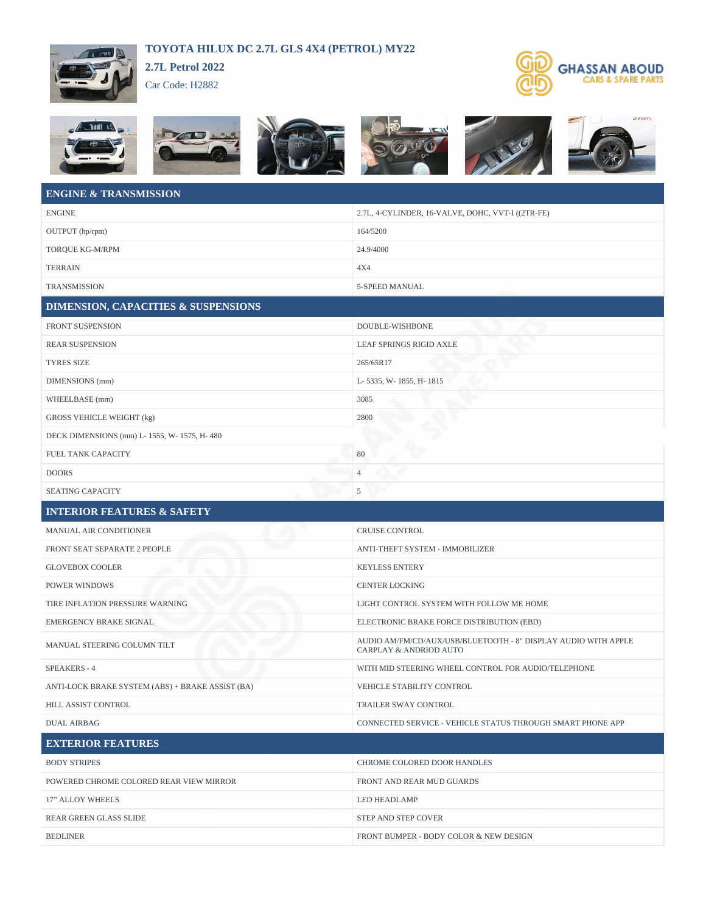# TOYOTA HILUX DC 2.7L GLS 4X4 (PETROL) MY22

**2.7L Petrol 2022**

Car Code: H2882

GHASSAN ABOUD
CARS & SPARE PARTS

## ENGINE & TRANSMISSION

| | |
|---|---|
| ENGINE | 2.7L, 4-CYLINDER, 16-VALVE, DOHC, VVT-I ((2TR-FE) |
| OUTPUT (hp/rpm) | 164/5200 |
| TORQUE KG-M/RPM | 24.9/4000 |
| TERRAIN | 4X4 |
| TRANSMISSION | 5-SPEED MANUAL |

## DIMENSION, CAPACITIES & SUSPENSIONS

| | |
|---|---|
| FRONT SUSPENSION | DOUBLE-WISHBONE |
| REAR SUSPENSION | LEAF SPRINGS RIGID AXLE |
| TYRES SIZE | 265/65R17 |
| DIMENSIONS (mm) | L- 5335, W- 1855, H- 1815 |
| WHEELBASE (mm) | 3085 |
| GROSS VEHICLE WEIGHT (kg) | 2800 |
| DECK DIMENSIONS (mm) L- 1555, W- 1575, H- 480 | |
| FUEL TANK CAPACITY | 80 |
| DOORS | 4 |
| SEATING CAPACITY | 5 |

## INTERIOR FEATURES & SAFETY

| | |
|---|---|
| MANUAL AIR CONDITIONER | CRUISE CONTROL |
| FRONT SEAT SEPARATE 2 PEOPLE | ANTI-THEFT SYSTEM - IMMOBILIZER |
| GLOVEBOX COOLER | KEYLESS ENTERY |
| POWER WINDOWS | CENTER LOCKING |
| TIRE INFLATION PRESSURE WARNING | LIGHT CONTROL SYSTEM WITH FOLLOW ME HOME |
| EMERGENCY BRAKE SIGNAL | ELECTRONIC BRAKE FORCE DISTRIBUTION (EBD) |
| MANUAL STEERING COLUMN TILT | AUDIO AM/FM/CD/AUX/USB/BLUETOOTH - 8" DISPLAY AUDIO WITH APPLE CARPLAY & ANDRIOD AUTO |
| SPEAKERS - 4 | WITH MID STEERING WHEEL CONTROL FOR AUDIO/TELEPHONE |
| ANTI-LOCK BRAKE SYSTEM (ABS) + BRAKE ASSIST (BA) | VEHICLE STABILITY CONTROL |
| HILL ASSIST CONTROL | TRAILER SWAY CONTROL |
| DUAL AIRBAG | CONNECTED SERVICE - VEHICLE STATUS THROUGH SMART PHONE APP |

## EXTERIOR FEATURES

| | |
|---|---|
| BODY STRIPES | CHROME COLORED DOOR HANDLES |
| POWERED CHROME COLORED REAR VIEW MIRROR | FRONT AND REAR MUD GUARDS |
| 17" ALLOY WHEELS | LED HEADLAMP |
| REAR GREEN GLASS SLIDE | STEP AND STEP COVER |
| BEDLINER | FRONT BUMPER - BODY COLOR & NEW DESIGN |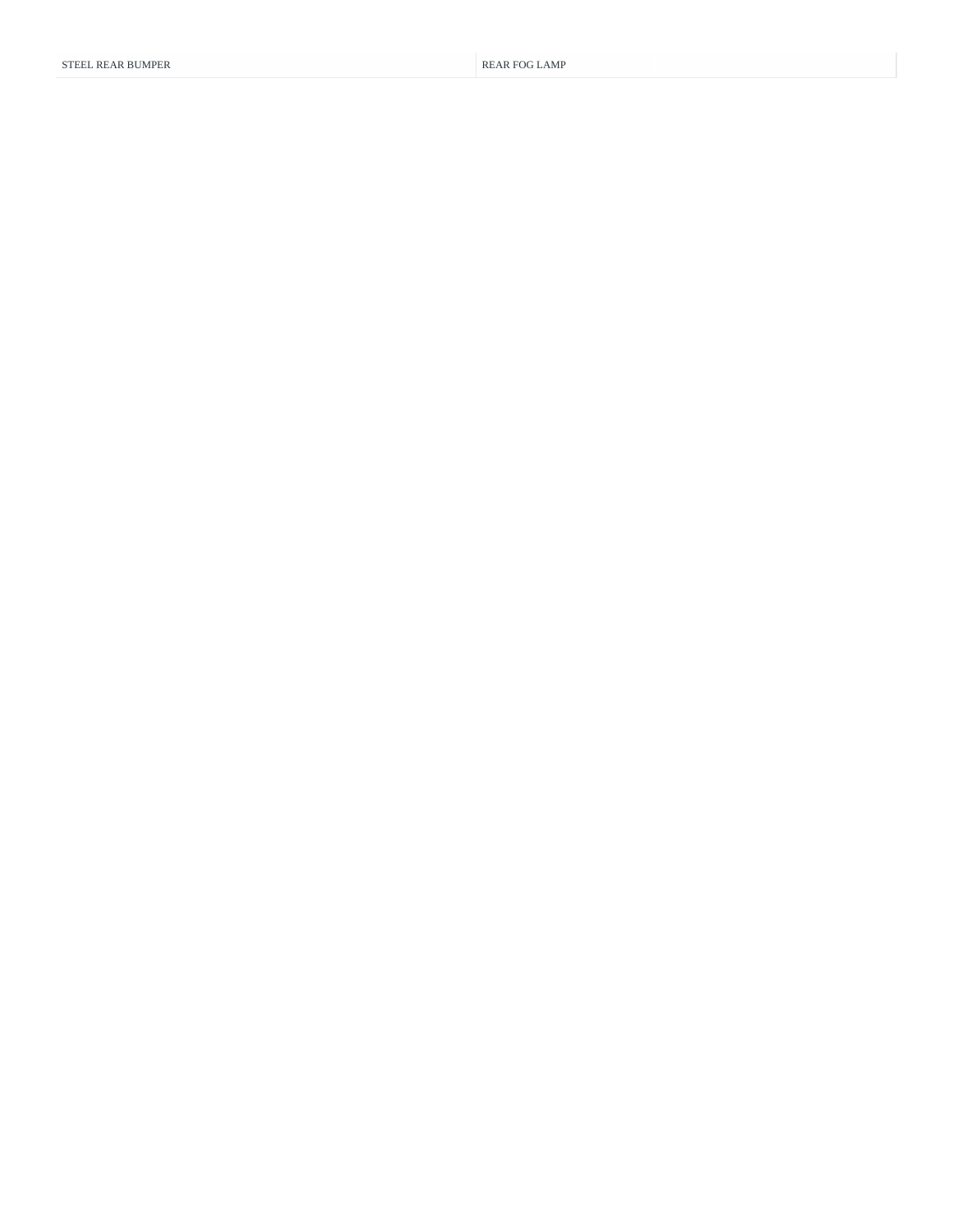| | |
|---|---|
| STEEL REAR BUMPER | REAR FOG LAMP |